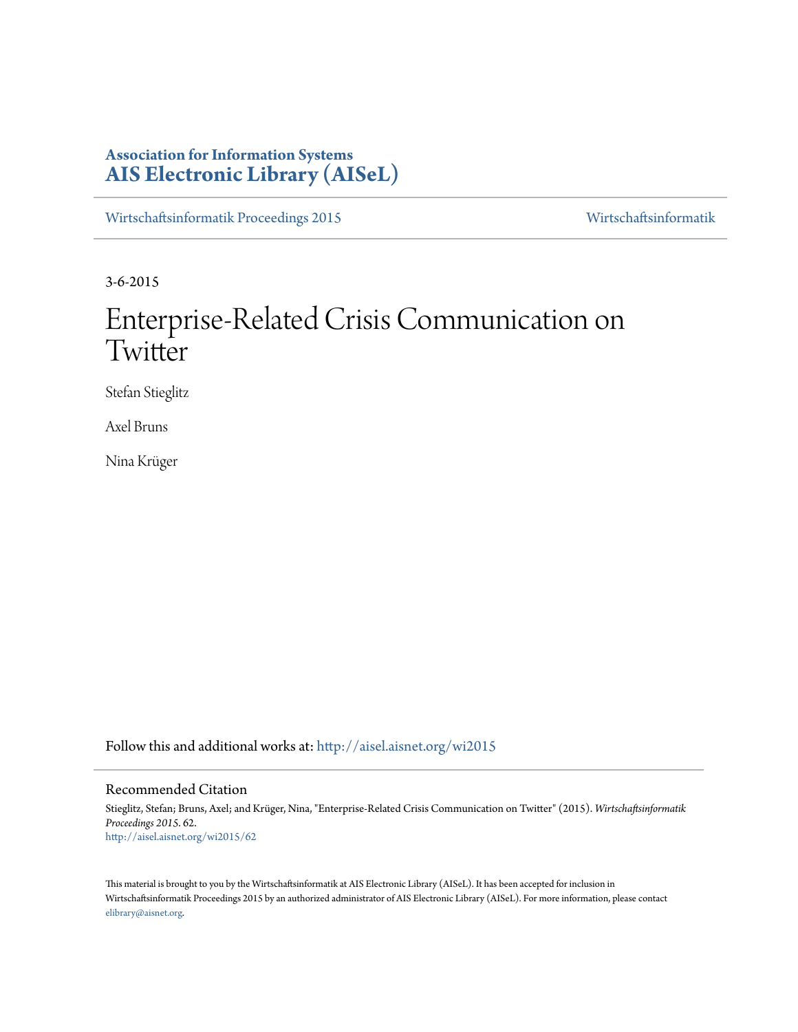**Association for Information Systems**
**AIS Electronic Library (AISeL)**

Wirtschaftsinformatik Proceedings 2015 | Wirtschaftsinformatik

3-6-2015

# Enterprise-Related Crisis Communication on Twitter

Stefan Stieglitz

Axel Bruns

Nina Krüger

Follow this and additional works at: http://aisel.aisnet.org/wi2015

## Recommended Citation

Stieglitz, Stefan; Bruns, Axel; and Krüger, Nina, "Enterprise-Related Crisis Communication on Twitter" (2015). *Wirtschaftsinformatik Proceedings 2015*. 62.
http://aisel.aisnet.org/wi2015/62

This material is brought to you by the Wirtschaftsinformatik at AIS Electronic Library (AISeL). It has been accepted for inclusion in Wirtschaftsinformatik Proceedings 2015 by an authorized administrator of AIS Electronic Library (AISeL). For more information, please contact elibrary@aisnet.org.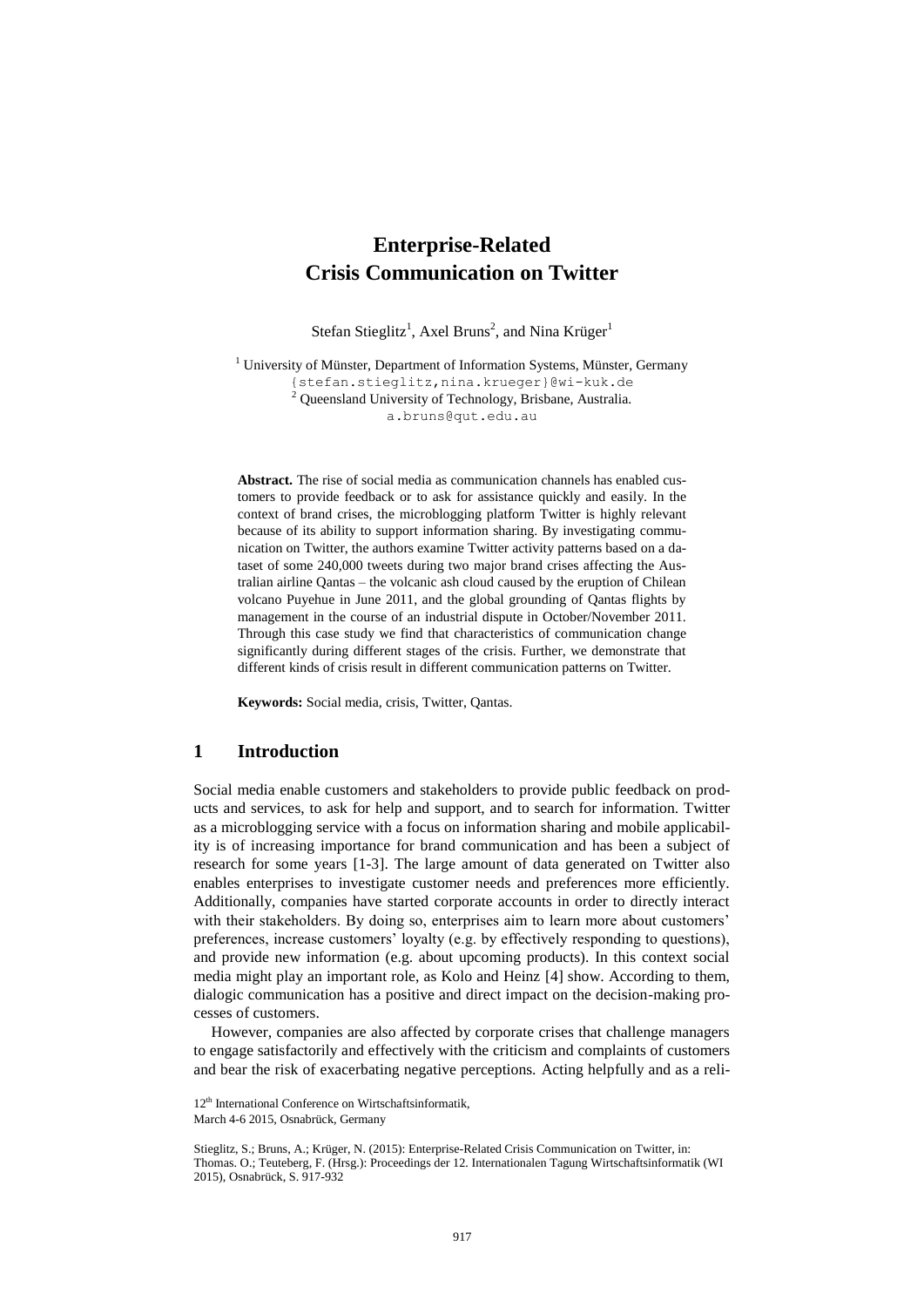# Enterprise-Related Crisis Communication on Twitter

Stefan Stieglitz[1], Axel Bruns[2], and Nina Krüger[1]

[1] University of Münster, Department of Information Systems, Münster, Germany
{stefan.stieglitz,nina.krueger}@wi-kuk.de
[2] Queensland University of Technology, Brisbane, Australia.
a.bruns@qut.edu.au

**Abstract.** The rise of social media as communication channels has enabled customers to provide feedback or to ask for assistance quickly and easily. In the context of brand crises, the microblogging platform Twitter is highly relevant because of its ability to support information sharing. By investigating communication on Twitter, the authors examine Twitter activity patterns based on a dataset of some 240,000 tweets during two major brand crises affecting the Australian airline Qantas – the volcanic ash cloud caused by the eruption of Chilean volcano Puyehue in June 2011, and the global grounding of Qantas flights by management in the course of an industrial dispute in October/November 2011. Through this case study we find that characteristics of communication change significantly during different stages of the crisis. Further, we demonstrate that different kinds of crisis result in different communication patterns on Twitter.

**Keywords:** Social media, crisis, Twitter, Qantas.

## 1 Introduction

Social media enable customers and stakeholders to provide public feedback on products and services, to ask for help and support, and to search for information. Twitter as a microblogging service with a focus on information sharing and mobile applicability is of increasing importance for brand communication and has been a subject of research for some years [1-3]. The large amount of data generated on Twitter also enables enterprises to investigate customer needs and preferences more efficiently. Additionally, companies have started corporate accounts in order to directly interact with their stakeholders. By doing so, enterprises aim to learn more about customers' preferences, increase customers' loyalty (e.g. by effectively responding to questions), and provide new information (e.g. about upcoming products). In this context social media might play an important role, as Kolo and Heinz [4] show. According to them, dialogic communication has a positive and direct impact on the decision-making processes of customers.

However, companies are also affected by corporate crises that challenge managers to engage satisfactorily and effectively with the criticism and complaints of customers and bear the risk of exacerbating negative perceptions. Acting helpfully and as a reli-

12th International Conference on Wirtschaftsinformatik,
March 4-6 2015, Osnabrück, Germany

Stieglitz, S.; Bruns, A.; Krüger, N. (2015): Enterprise-Related Crisis Communication on Twitter, in: Thomas. O.; Teuteberg, F. (Hrsg.): Proceedings der 12. Internationalen Tagung Wirtschaftsinformatik (WI 2015), Osnabrück, S. 917-932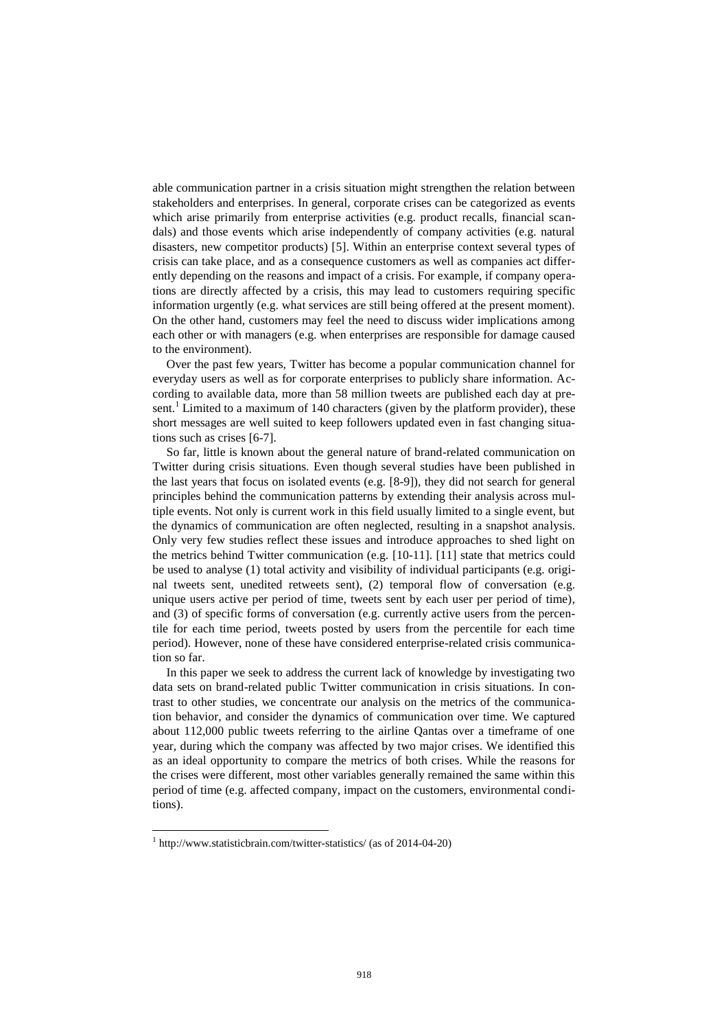able communication partner in a crisis situation might strengthen the relation between stakeholders and enterprises. In general, corporate crises can be categorized as events which arise primarily from enterprise activities (e.g. product recalls, financial scandals) and those events which arise independently of company activities (e.g. natural disasters, new competitor products) [5]. Within an enterprise context several types of crisis can take place, and as a consequence customers as well as companies act differently depending on the reasons and impact of a crisis. For example, if company operations are directly affected by a crisis, this may lead to customers requiring specific information urgently (e.g. what services are still being offered at the present moment). On the other hand, customers may feel the need to discuss wider implications among each other or with managers (e.g. when enterprises are responsible for damage caused to the environment).

Over the past few years, Twitter has become a popular communication channel for everyday users as well as for corporate enterprises to publicly share information. According to available data, more than 58 million tweets are published each day at present.[1] Limited to a maximum of 140 characters (given by the platform provider), these short messages are well suited to keep followers updated even in fast changing situations such as crises [6-7].

So far, little is known about the general nature of brand-related communication on Twitter during crisis situations. Even though several studies have been published in the last years that focus on isolated events (e.g. [8-9]), they did not search for general principles behind the communication patterns by extending their analysis across multiple events. Not only is current work in this field usually limited to a single event, but the dynamics of communication are often neglected, resulting in a snapshot analysis. Only very few studies reflect these issues and introduce approaches to shed light on the metrics behind Twitter communication (e.g. [10-11]. [11] state that metrics could be used to analyse (1) total activity and visibility of individual participants (e.g. original tweets sent, unedited retweets sent), (2) temporal flow of conversation (e.g. unique users active per period of time, tweets sent by each user per period of time), and (3) of specific forms of conversation (e.g. currently active users from the percentile for each time period, tweets posted by users from the percentile for each time period). However, none of these have considered enterprise-related crisis communication so far.

In this paper we seek to address the current lack of knowledge by investigating two data sets on brand-related public Twitter communication in crisis situations. In contrast to other studies, we concentrate our analysis on the metrics of the communication behavior, and consider the dynamics of communication over time. We captured about 112,000 public tweets referring to the airline Qantas over a timeframe of one year, during which the company was affected by two major crises. We identified this as an ideal opportunity to compare the metrics of both crises. While the reasons for the crises were different, most other variables generally remained the same within this period of time (e.g. affected company, impact on the customers, environmental conditions).

[1] http://www.statisticbrain.com/twitter-statistics/ (as of 2014-04-20)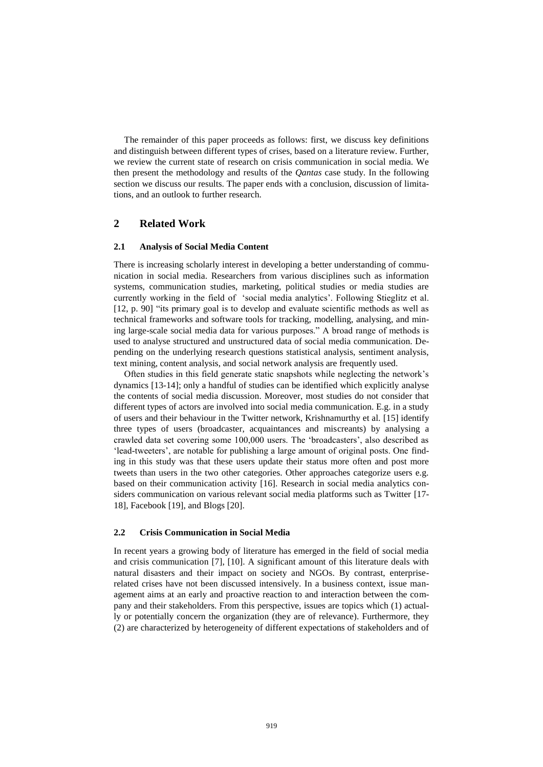The remainder of this paper proceeds as follows: first, we discuss key definitions and distinguish between different types of crises, based on a literature review. Further, we review the current state of research on crisis communication in social media. We then present the methodology and results of the *Qantas* case study. In the following section we discuss our results. The paper ends with a conclusion, discussion of limitations, and an outlook to further research.

## 2 Related Work

### 2.1 Analysis of Social Media Content

There is increasing scholarly interest in developing a better understanding of communication in social media. Researchers from various disciplines such as information systems, communication studies, marketing, political studies or media studies are currently working in the field of 'social media analytics'. Following Stieglitz et al. [12, p. 90] "its primary goal is to develop and evaluate scientific methods as well as technical frameworks and software tools for tracking, modelling, analysing, and mining large-scale social media data for various purposes." A broad range of methods is used to analyse structured and unstructured data of social media communication. Depending on the underlying research questions statistical analysis, sentiment analysis, text mining, content analysis, and social network analysis are frequently used.

Often studies in this field generate static snapshots while neglecting the network's dynamics [13-14]; only a handful of studies can be identified which explicitly analyse the contents of social media discussion. Moreover, most studies do not consider that different types of actors are involved into social media communication. E.g. in a study of users and their behaviour in the Twitter network, Krishnamurthy et al. [15] identify three types of users (broadcaster, acquaintances and miscreants) by analysing a crawled data set covering some 100,000 users. The 'broadcasters', also described as 'lead-tweeters', are notable for publishing a large amount of original posts. One finding in this study was that these users update their status more often and post more tweets than users in the two other categories. Other approaches categorize users e.g. based on their communication activity [16]. Research in social media analytics considers communication on various relevant social media platforms such as Twitter [17-18], Facebook [19], and Blogs [20].

### 2.2 Crisis Communication in Social Media

In recent years a growing body of literature has emerged in the field of social media and crisis communication [7], [10]. A significant amount of this literature deals with natural disasters and their impact on society and NGOs. By contrast, enterprise-related crises have not been discussed intensively. In a business context, issue management aims at an early and proactive reaction to and interaction between the company and their stakeholders. From this perspective, issues are topics which (1) actually or potentially concern the organization (they are of relevance). Furthermore, they (2) are characterized by heterogeneity of different expectations of stakeholders and of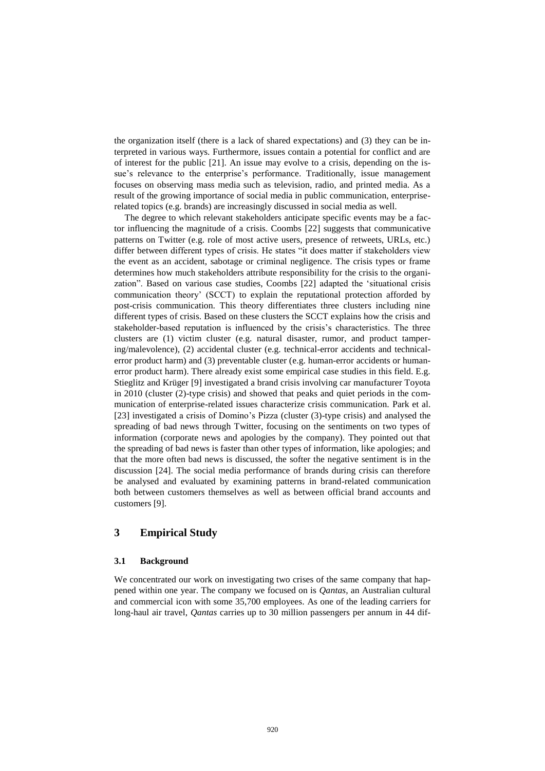the organization itself (there is a lack of shared expectations) and (3) they can be interpreted in various ways. Furthermore, issues contain a potential for conflict and are of interest for the public [21]. An issue may evolve to a crisis, depending on the issue's relevance to the enterprise's performance. Traditionally, issue management focuses on observing mass media such as television, radio, and printed media. As a result of the growing importance of social media in public communication, enterprise-related topics (e.g. brands) are increasingly discussed in social media as well.

The degree to which relevant stakeholders anticipate specific events may be a factor influencing the magnitude of a crisis. Coombs [22] suggests that communicative patterns on Twitter (e.g. role of most active users, presence of retweets, URLs, etc.) differ between different types of crisis. He states "it does matter if stakeholders view the event as an accident, sabotage or criminal negligence. The crisis types or frame determines how much stakeholders attribute responsibility for the crisis to the organization". Based on various case studies, Coombs [22] adapted the 'situational crisis communication theory' (SCCT) to explain the reputational protection afforded by post-crisis communication. This theory differentiates three clusters including nine different types of crisis. Based on these clusters the SCCT explains how the crisis and stakeholder-based reputation is influenced by the crisis's characteristics. The three clusters are (1) victim cluster (e.g. natural disaster, rumor, and product tampering/malevolence), (2) accidental cluster (e.g. technical-error accidents and technical-error product harm) and (3) preventable cluster (e.g. human-error accidents or human-error product harm). There already exist some empirical case studies in this field. E.g. Stieglitz and Krüger [9] investigated a brand crisis involving car manufacturer Toyota in 2010 (cluster (2)-type crisis) and showed that peaks and quiet periods in the communication of enterprise-related issues characterize crisis communication. Park et al. [23] investigated a crisis of Domino's Pizza (cluster (3)-type crisis) and analysed the spreading of bad news through Twitter, focusing on the sentiments on two types of information (corporate news and apologies by the company). They pointed out that the spreading of bad news is faster than other types of information, like apologies; and that the more often bad news is discussed, the softer the negative sentiment is in the discussion [24]. The social media performance of brands during crisis can therefore be analysed and evaluated by examining patterns in brand-related communication both between customers themselves as well as between official brand accounts and customers [9].

## 3 Empirical Study

### 3.1 Background

We concentrated our work on investigating two crises of the same company that happened within one year. The company we focused on is *Qantas*, an Australian cultural and commercial icon with some 35,700 employees. As one of the leading carriers for long-haul air travel, *Qantas* carries up to 30 million passengers per annum in 44 dif-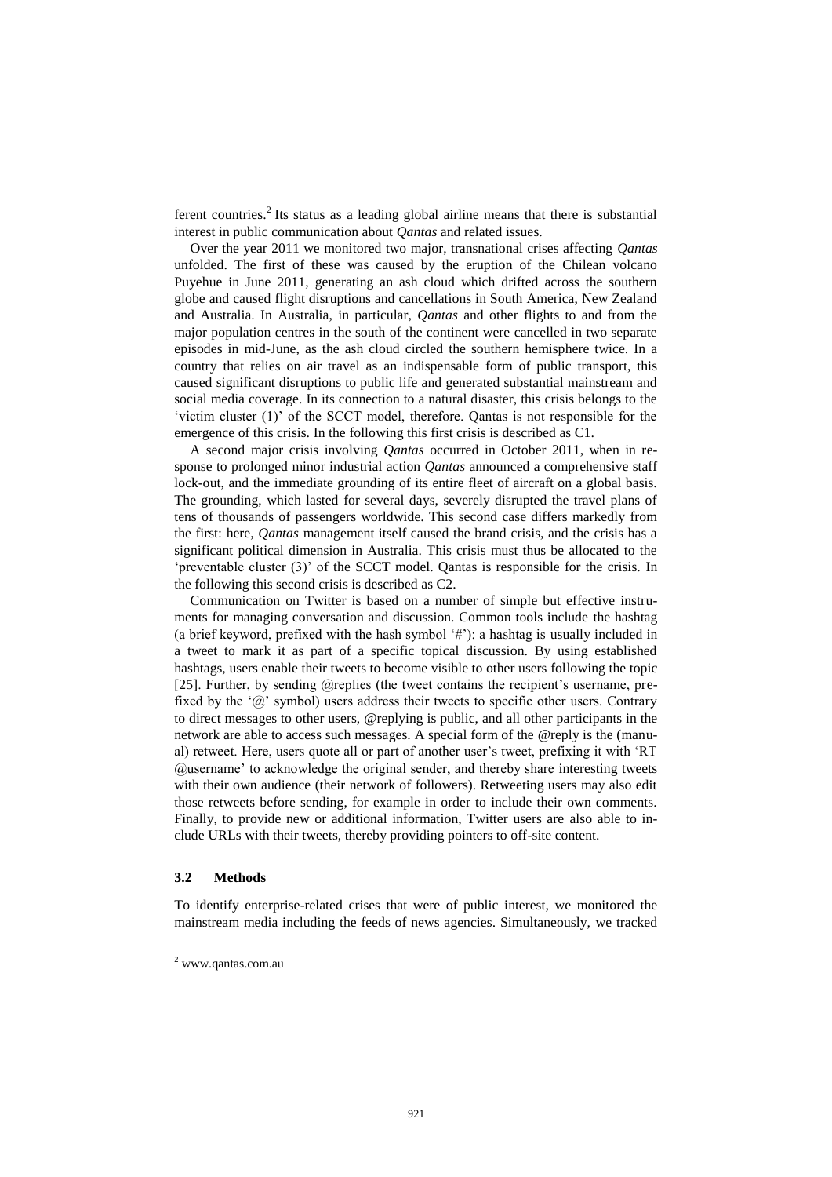ferent countries.[2] Its status as a leading global airline means that there is substantial interest in public communication about *Qantas* and related issues.

Over the year 2011 we monitored two major, transnational crises affecting *Qantas* unfolded. The first of these was caused by the eruption of the Chilean volcano Puyehue in June 2011, generating an ash cloud which drifted across the southern globe and caused flight disruptions and cancellations in South America, New Zealand and Australia. In Australia, in particular, *Qantas* and other flights to and from the major population centres in the south of the continent were cancelled in two separate episodes in mid-June, as the ash cloud circled the southern hemisphere twice. In a country that relies on air travel as an indispensable form of public transport, this caused significant disruptions to public life and generated substantial mainstream and social media coverage. In its connection to a natural disaster, this crisis belongs to the 'victim cluster (1)' of the SCCT model, therefore. Qantas is not responsible for the emergence of this crisis. In the following this first crisis is described as C1.

A second major crisis involving *Qantas* occurred in October 2011, when in response to prolonged minor industrial action *Qantas* announced a comprehensive staff lock-out, and the immediate grounding of its entire fleet of aircraft on a global basis. The grounding, which lasted for several days, severely disrupted the travel plans of tens of thousands of passengers worldwide. This second case differs markedly from the first: here, *Qantas* management itself caused the brand crisis, and the crisis has a significant political dimension in Australia. This crisis must thus be allocated to the 'preventable cluster (3)' of the SCCT model. Qantas is responsible for the crisis. In the following this second crisis is described as C2.

Communication on Twitter is based on a number of simple but effective instruments for managing conversation and discussion. Common tools include the hashtag (a brief keyword, prefixed with the hash symbol '#'): a hashtag is usually included in a tweet to mark it as part of a specific topical discussion. By using established hashtags, users enable their tweets to become visible to other users following the topic [25]. Further, by sending @replies (the tweet contains the recipient's username, prefixed by the '@' symbol) users address their tweets to specific other users. Contrary to direct messages to other users, @replying is public, and all other participants in the network are able to access such messages. A special form of the @reply is the (manual) retweet. Here, users quote all or part of another user's tweet, prefixing it with 'RT @username' to acknowledge the original sender, and thereby share interesting tweets with their own audience (their network of followers). Retweeting users may also edit those retweets before sending, for example in order to include their own comments. Finally, to provide new or additional information, Twitter users are also able to include URLs with their tweets, thereby providing pointers to off-site content.

### 3.2 Methods

To identify enterprise-related crises that were of public interest, we monitored the mainstream media including the feeds of news agencies. Simultaneously, we tracked

[2] www.qantas.com.au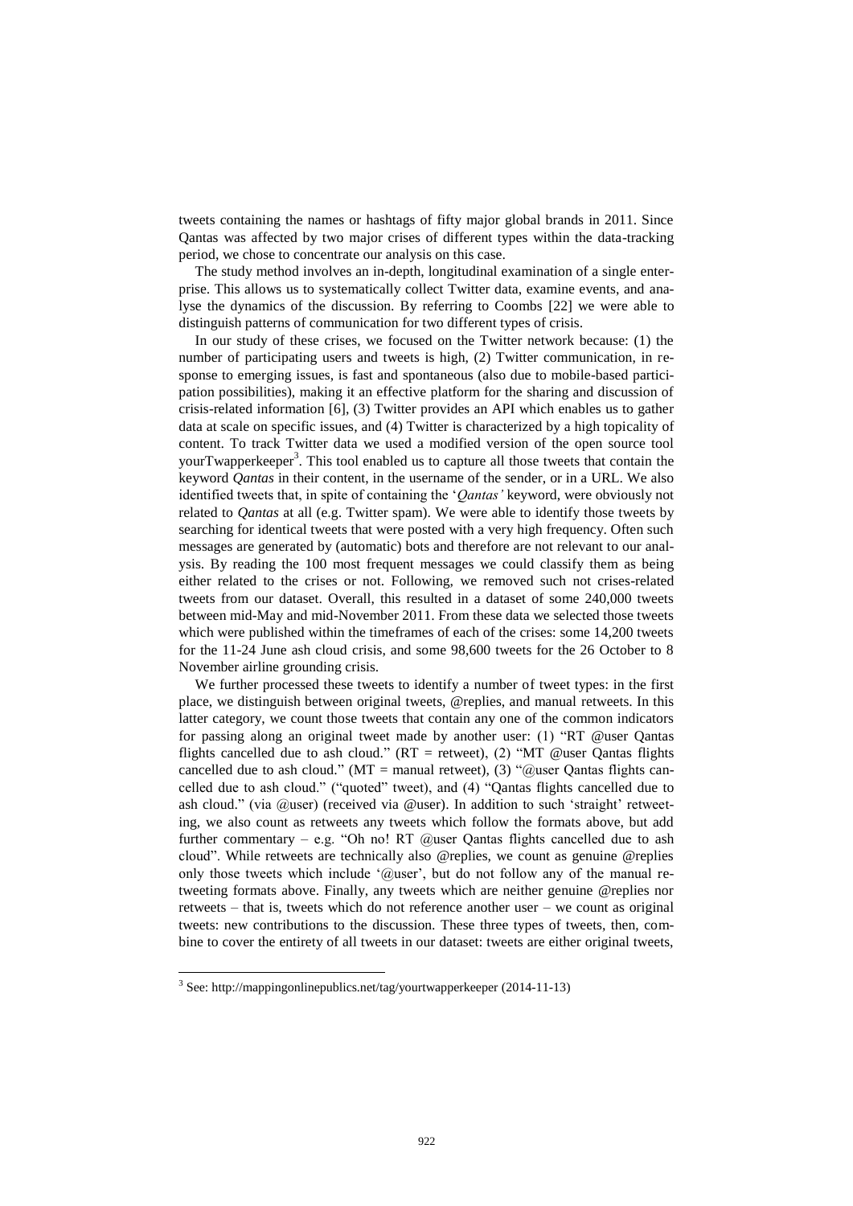tweets containing the names or hashtags of fifty major global brands in 2011. Since Qantas was affected by two major crises of different types within the data-tracking period, we chose to concentrate our analysis on this case.

The study method involves an in-depth, longitudinal examination of a single enterprise. This allows us to systematically collect Twitter data, examine events, and analyse the dynamics of the discussion. By referring to Coombs [22] we were able to distinguish patterns of communication for two different types of crisis.

In our study of these crises, we focused on the Twitter network because: (1) the number of participating users and tweets is high, (2) Twitter communication, in response to emerging issues, is fast and spontaneous (also due to mobile-based participation possibilities), making it an effective platform for the sharing and discussion of crisis-related information [6], (3) Twitter provides an API which enables us to gather data at scale on specific issues, and (4) Twitter is characterized by a high topicality of content. To track Twitter data we used a modified version of the open source tool yourTwapperkeeper[3]. This tool enabled us to capture all those tweets that contain the keyword *Qantas* in their content, in the username of the sender, or in a URL. We also identified tweets that, in spite of containing the '*Qantas'* keyword, were obviously not related to *Qantas* at all (e.g. Twitter spam). We were able to identify those tweets by searching for identical tweets that were posted with a very high frequency. Often such messages are generated by (automatic) bots and therefore are not relevant to our analysis. By reading the 100 most frequent messages we could classify them as being either related to the crises or not. Following, we removed such not crises-related tweets from our dataset. Overall, this resulted in a dataset of some 240,000 tweets between mid-May and mid-November 2011. From these data we selected those tweets which were published within the timeframes of each of the crises: some 14,200 tweets for the 11-24 June ash cloud crisis, and some 98,600 tweets for the 26 October to 8 November airline grounding crisis.

We further processed these tweets to identify a number of tweet types: in the first place, we distinguish between original tweets, @replies, and manual retweets. In this latter category, we count those tweets that contain any one of the common indicators for passing along an original tweet made by another user: (1) "RT @user Qantas flights cancelled due to ash cloud." (RT = retweet), (2) "MT @user Qantas flights cancelled due to ash cloud." (MT = manual retweet), (3) "@user Qantas flights cancelled due to ash cloud." ("quoted" tweet), and (4) "Qantas flights cancelled due to ash cloud." (via @user) (received via @user). In addition to such 'straight' retweeting, we also count as retweets any tweets which follow the formats above, but add further commentary – e.g. "Oh no! RT @user Qantas flights cancelled due to ash cloud". While retweets are technically also @replies, we count as genuine @replies only those tweets which include '@user', but do not follow any of the manual retweeting formats above. Finally, any tweets which are neither genuine @replies nor retweets – that is, tweets which do not reference another user – we count as original tweets: new contributions to the discussion. These three types of tweets, then, combine to cover the entirety of all tweets in our dataset: tweets are either original tweets,

[3] See: http://mappingonlinepublics.net/tag/yourtwapperkeeper (2014-11-13)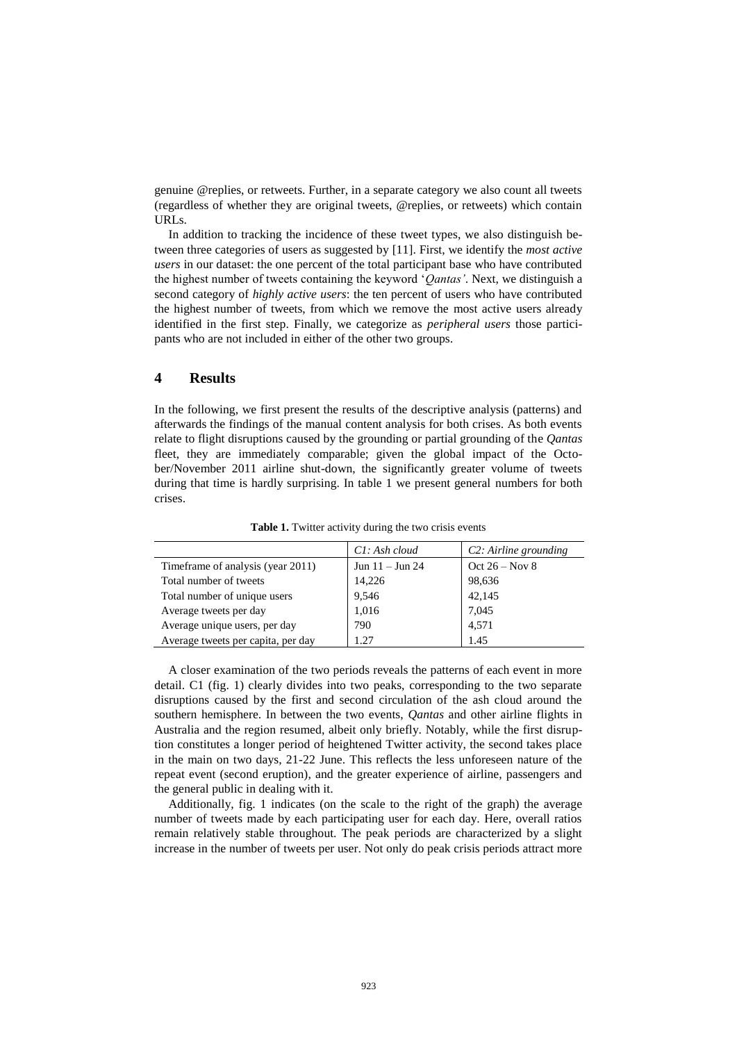genuine @replies, or retweets. Further, in a separate category we also count all tweets (regardless of whether they are original tweets, @replies, or retweets) which contain URLs.

In addition to tracking the incidence of these tweet types, we also distinguish between three categories of users as suggested by [11]. First, we identify the *most active users* in our dataset: the one percent of the total participant base who have contributed the highest number of tweets containing the keyword '*Qantas'*. Next, we distinguish a second category of *highly active users*: the ten percent of users who have contributed the highest number of tweets, from which we remove the most active users already identified in the first step. Finally, we categorize as *peripheral users* those participants who are not included in either of the other two groups.

## 4 Results

In the following, we first present the results of the descriptive analysis (patterns) and afterwards the findings of the manual content analysis for both crises. As both events relate to flight disruptions caused by the grounding or partial grounding of the *Qantas* fleet, they are immediately comparable; given the global impact of the October/November 2011 airline shut-down, the significantly greater volume of tweets during that time is hardly surprising. In table 1 we present general numbers for both crises.

**Table 1.** Twitter activity during the two crisis events

| | *C1: Ash cloud* | *C2: Airline grounding* |
|---|---|---|
| Timeframe of analysis (year 2011) | Jun 11 – Jun 24 | Oct 26 – Nov 8 |
| Total number of tweets | 14,226 | 98,636 |
| Total number of unique users | 9,546 | 42,145 |
| Average tweets per day | 1,016 | 7,045 |
| Average unique users, per day | 790 | 4,571 |
| Average tweets per capita, per day | 1.27 | 1.45 |

A closer examination of the two periods reveals the patterns of each event in more detail. C1 (fig. 1) clearly divides into two peaks, corresponding to the two separate disruptions caused by the first and second circulation of the ash cloud around the southern hemisphere. In between the two events, *Qantas* and other airline flights in Australia and the region resumed, albeit only briefly. Notably, while the first disruption constitutes a longer period of heightened Twitter activity, the second takes place in the main on two days, 21-22 June. This reflects the less unforeseen nature of the repeat event (second eruption), and the greater experience of airline, passengers and the general public in dealing with it.

Additionally, fig. 1 indicates (on the scale to the right of the graph) the average number of tweets made by each participating user for each day. Here, overall ratios remain relatively stable throughout. The peak periods are characterized by a slight increase in the number of tweets per user. Not only do peak crisis periods attract more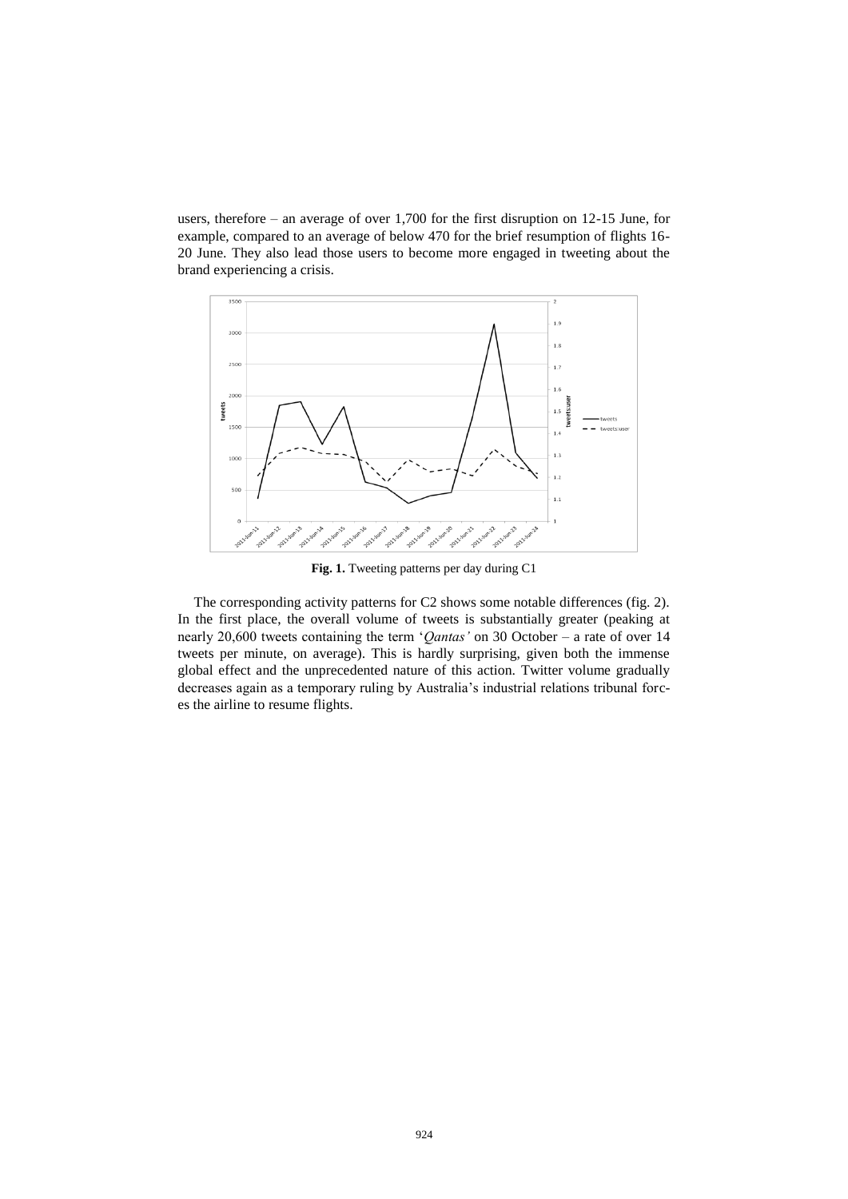users, therefore – an average of over 1,700 for the first disruption on 12-15 June, for example, compared to an average of below 470 for the brief resumption of flights 16-20 June. They also lead those users to become more engaged in tweeting about the brand experiencing a crisis.

**Fig. 1.** Tweeting patterns per day during C1

The corresponding activity patterns for C2 shows some notable differences (fig. 2). In the first place, the overall volume of tweets is substantially greater (peaking at nearly 20,600 tweets containing the term '*Qantas'* on 30 October – a rate of over 14 tweets per minute, on average). This is hardly surprising, given both the immense global effect and the unprecedented nature of this action. Twitter volume gradually decreases again as a temporary ruling by Australia's industrial relations tribunal forces the airline to resume flights.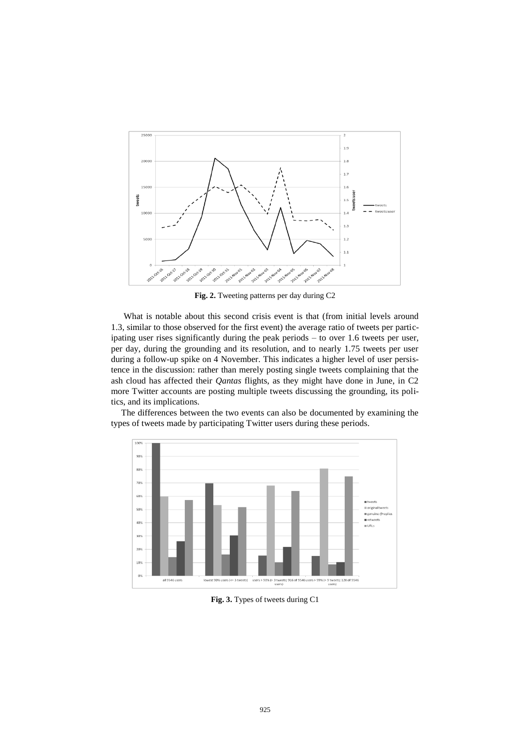**Fig. 2.** Tweeting patterns per day during C2

What is notable about this second crisis event is that (from initial levels around 1.3, similar to those observed for the first event) the average ratio of tweets per participating user rises significantly during the peak periods – to over 1.6 tweets per user, per day, during the grounding and its resolution, and to nearly 1.75 tweets per user during a follow-up spike on 4 November. This indicates a higher level of user persistence in the discussion: rather than merely posting single tweets complaining that the ash cloud has affected their *Qantas* flights, as they might have done in June, in C2 more Twitter accounts are posting multiple tweets discussing the grounding, its politics, and its implications.

The differences between the two events can also be documented by examining the types of tweets made by participating Twitter users during these periods.

**Fig. 3.** Types of tweets during C1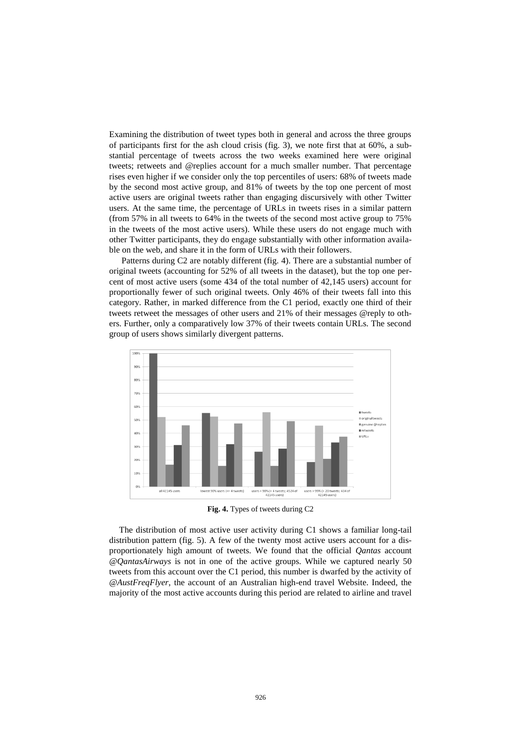Examining the distribution of tweet types both in general and across the three groups of participants first for the ash cloud crisis (fig. 3), we note first that at 60%, a substantial percentage of tweets across the two weeks examined here were original tweets; retweets and @replies account for a much smaller number. That percentage rises even higher if we consider only the top percentiles of users: 68% of tweets made by the second most active group, and 81% of tweets by the top one percent of most active users are original tweets rather than engaging discursively with other Twitter users. At the same time, the percentage of URLs in tweets rises in a similar pattern (from 57% in all tweets to 64% in the tweets of the second most active group to 75% in the tweets of the most active users). While these users do not engage much with other Twitter participants, they do engage substantially with other information available on the web, and share it in the form of URLs with their followers.

Patterns during C2 are notably different (fig. 4). There are a substantial number of original tweets (accounting for 52% of all tweets in the dataset), but the top one percent of most active users (some 434 of the total number of 42,145 users) account for proportionally fewer of such original tweets. Only 46% of their tweets fall into this category. Rather, in marked difference from the C1 period, exactly one third of their tweets retweet the messages of other users and 21% of their messages @reply to others. Further, only a comparatively low 37% of their tweets contain URLs. The second group of users shows similarly divergent patterns.

**Fig. 4.** Types of tweets during C2

The distribution of most active user activity during C1 shows a familiar long-tail distribution pattern (fig. 5). A few of the twenty most active users account for a disproportionately high amount of tweets. We found that the official *Qantas* account *@QantasAirways* is not in one of the active groups. While we captured nearly 50 tweets from this account over the C1 period, this number is dwarfed by the activity of *@AustFreqFlyer*, the account of an Australian high-end travel Website. Indeed, the majority of the most active accounts during this period are related to airline and travel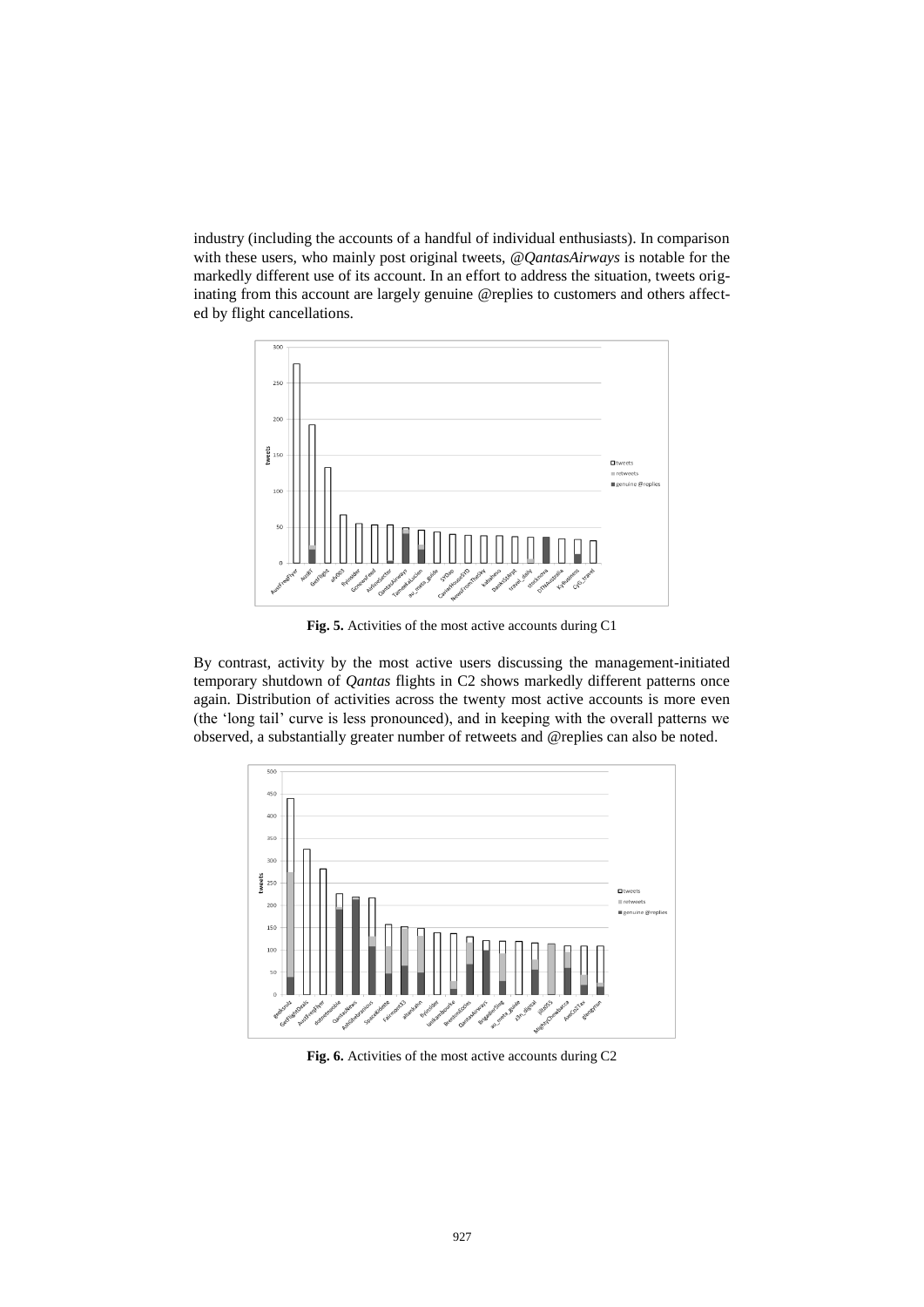industry (including the accounts of a handful of individual enthusiasts). In comparison with these users, who mainly post original tweets, *@QantasAirways* is notable for the markedly different use of its account. In an effort to address the situation, tweets originating from this account are largely genuine @replies to customers and others affected by flight cancellations.

**Fig. 5.** Activities of the most active accounts during C1

By contrast, activity by the most active users discussing the management-initiated temporary shutdown of *Qantas* flights in C2 shows markedly different patterns once again. Distribution of activities across the twenty most active accounts is more even (the 'long tail' curve is less pronounced), and in keeping with the overall patterns we observed, a substantially greater number of retweets and @replies can also be noted.

**Fig. 6.** Activities of the most active accounts during C2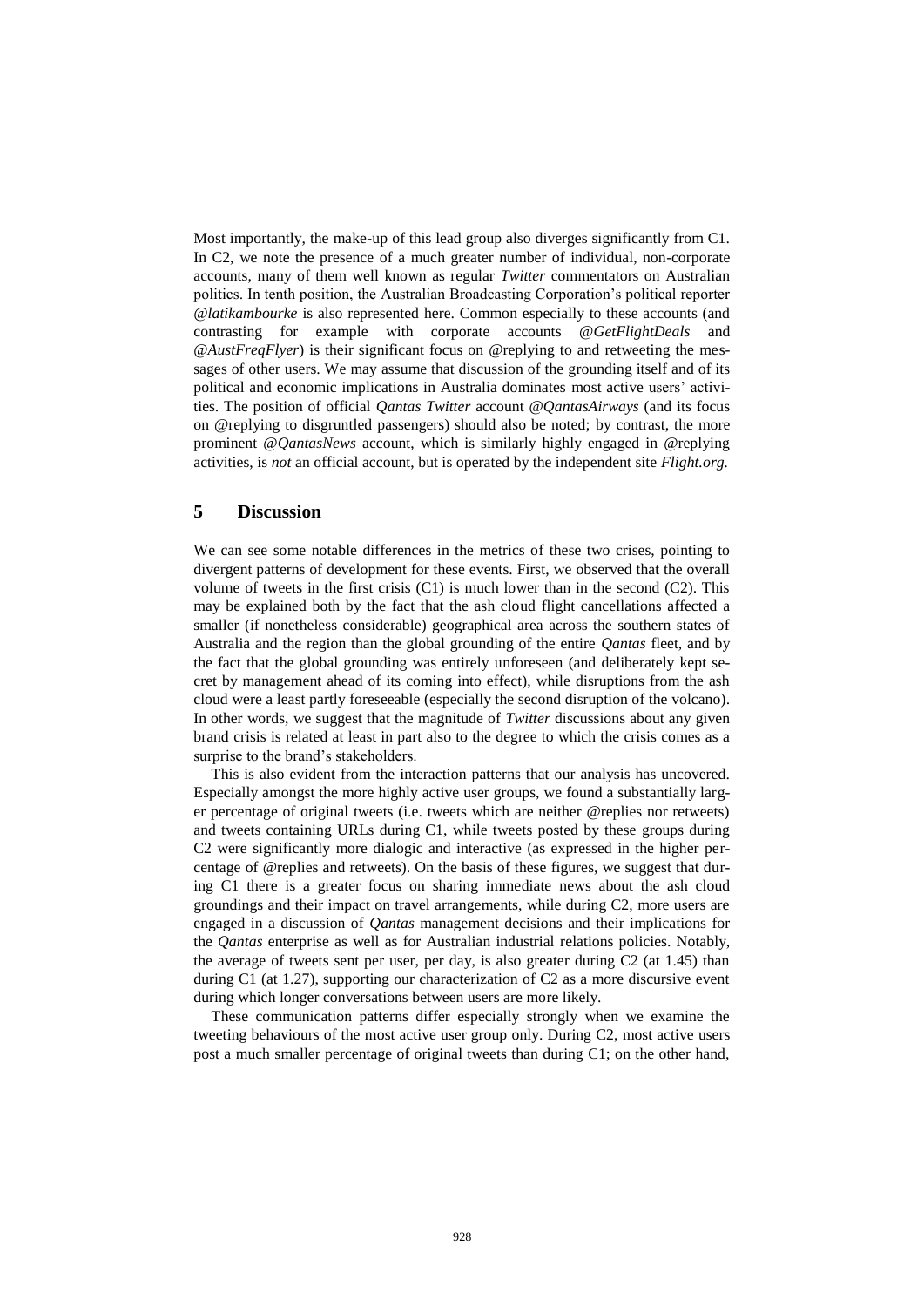Most importantly, the make-up of this lead group also diverges significantly from C1. In C2, we note the presence of a much greater number of individual, non-corporate accounts, many of them well known as regular *Twitter* commentators on Australian politics. In tenth position, the Australian Broadcasting Corporation's political reporter *@latikambourke* is also represented here. Common especially to these accounts (and contrasting for example with corporate accounts *@GetFlightDeals* and *@AustFreqFlyer*) is their significant focus on @replying to and retweeting the messages of other users. We may assume that discussion of the grounding itself and of its political and economic implications in Australia dominates most active users' activities. The position of official *Qantas Twitter* account *@QantasAirways* (and its focus on @replying to disgruntled passengers) should also be noted; by contrast, the more prominent *@QantasNews* account, which is similarly highly engaged in @replying activities, is *not* an official account, but is operated by the independent site *Flight.org.*

## 5 Discussion

We can see some notable differences in the metrics of these two crises, pointing to divergent patterns of development for these events. First, we observed that the overall volume of tweets in the first crisis (C1) is much lower than in the second (C2). This may be explained both by the fact that the ash cloud flight cancellations affected a smaller (if nonetheless considerable) geographical area across the southern states of Australia and the region than the global grounding of the entire *Qantas* fleet, and by the fact that the global grounding was entirely unforeseen (and deliberately kept secret by management ahead of its coming into effect), while disruptions from the ash cloud were a least partly foreseeable (especially the second disruption of the volcano). In other words, we suggest that the magnitude of *Twitter* discussions about any given brand crisis is related at least in part also to the degree to which the crisis comes as a surprise to the brand's stakeholders.

This is also evident from the interaction patterns that our analysis has uncovered. Especially amongst the more highly active user groups, we found a substantially larger percentage of original tweets (i.e. tweets which are neither @replies nor retweets) and tweets containing URLs during C1, while tweets posted by these groups during C2 were significantly more dialogic and interactive (as expressed in the higher percentage of @replies and retweets). On the basis of these figures, we suggest that during C1 there is a greater focus on sharing immediate news about the ash cloud groundings and their impact on travel arrangements, while during C2, more users are engaged in a discussion of *Qantas* management decisions and their implications for the *Qantas* enterprise as well as for Australian industrial relations policies. Notably, the average of tweets sent per user, per day, is also greater during C2 (at 1.45) than during C1 (at 1.27), supporting our characterization of C2 as a more discursive event during which longer conversations between users are more likely.

These communication patterns differ especially strongly when we examine the tweeting behaviours of the most active user group only. During C2, most active users post a much smaller percentage of original tweets than during C1; on the other hand,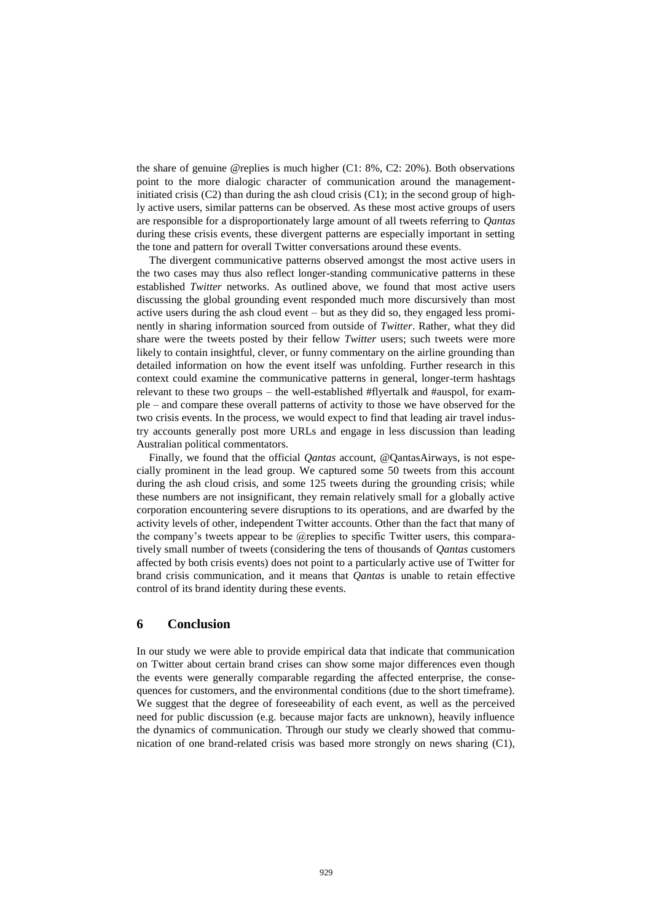the share of genuine @replies is much higher (C1: 8%, C2: 20%). Both observations point to the more dialogic character of communication around the management-initiated crisis (C2) than during the ash cloud crisis (C1); in the second group of highly active users, similar patterns can be observed. As these most active groups of users are responsible for a disproportionately large amount of all tweets referring to *Qantas* during these crisis events, these divergent patterns are especially important in setting the tone and pattern for overall Twitter conversations around these events.

The divergent communicative patterns observed amongst the most active users in the two cases may thus also reflect longer-standing communicative patterns in these established *Twitter* networks. As outlined above, we found that most active users discussing the global grounding event responded much more discursively than most active users during the ash cloud event – but as they did so, they engaged less prominently in sharing information sourced from outside of *Twitter*. Rather, what they did share were the tweets posted by their fellow *Twitter* users; such tweets were more likely to contain insightful, clever, or funny commentary on the airline grounding than detailed information on how the event itself was unfolding. Further research in this context could examine the communicative patterns in general, longer-term hashtags relevant to these two groups – the well-established #flyertalk and #auspol, for example – and compare these overall patterns of activity to those we have observed for the two crisis events. In the process, we would expect to find that leading air travel industry accounts generally post more URLs and engage in less discussion than leading Australian political commentators.

Finally, we found that the official *Qantas* account, @QantasAirways, is not especially prominent in the lead group. We captured some 50 tweets from this account during the ash cloud crisis, and some 125 tweets during the grounding crisis; while these numbers are not insignificant, they remain relatively small for a globally active corporation encountering severe disruptions to its operations, and are dwarfed by the activity levels of other, independent Twitter accounts. Other than the fact that many of the company's tweets appear to be @replies to specific Twitter users, this comparatively small number of tweets (considering the tens of thousands of *Qantas* customers affected by both crisis events) does not point to a particularly active use of Twitter for brand crisis communication, and it means that *Qantas* is unable to retain effective control of its brand identity during these events.

## 6 Conclusion

In our study we were able to provide empirical data that indicate that communication on Twitter about certain brand crises can show some major differences even though the events were generally comparable regarding the affected enterprise, the consequences for customers, and the environmental conditions (due to the short timeframe). We suggest that the degree of foreseeability of each event, as well as the perceived need for public discussion (e.g. because major facts are unknown), heavily influence the dynamics of communication. Through our study we clearly showed that communication of one brand-related crisis was based more strongly on news sharing (C1),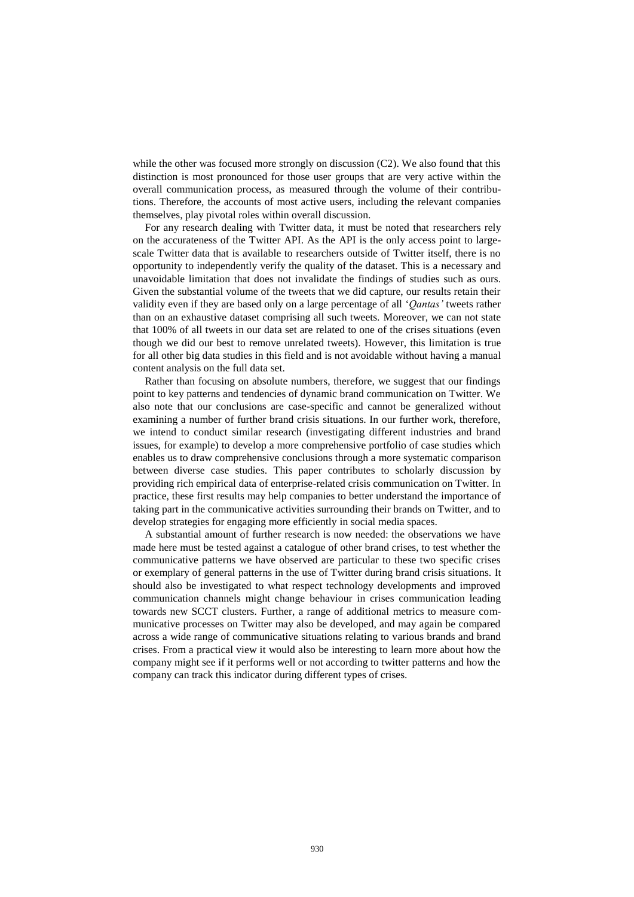while the other was focused more strongly on discussion (C2). We also found that this distinction is most pronounced for those user groups that are very active within the overall communication process, as measured through the volume of their contributions. Therefore, the accounts of most active users, including the relevant companies themselves, play pivotal roles within overall discussion.

For any research dealing with Twitter data, it must be noted that researchers rely on the accurateness of the Twitter API. As the API is the only access point to large-scale Twitter data that is available to researchers outside of Twitter itself, there is no opportunity to independently verify the quality of the dataset. This is a necessary and unavoidable limitation that does not invalidate the findings of studies such as ours. Given the substantial volume of the tweets that we did capture, our results retain their validity even if they are based only on a large percentage of all '*Qantas'* tweets rather than on an exhaustive dataset comprising all such tweets. Moreover, we can not state that 100% of all tweets in our data set are related to one of the crises situations (even though we did our best to remove unrelated tweets). However, this limitation is true for all other big data studies in this field and is not avoidable without having a manual content analysis on the full data set.

Rather than focusing on absolute numbers, therefore, we suggest that our findings point to key patterns and tendencies of dynamic brand communication on Twitter. We also note that our conclusions are case-specific and cannot be generalized without examining a number of further brand crisis situations. In our further work, therefore, we intend to conduct similar research (investigating different industries and brand issues, for example) to develop a more comprehensive portfolio of case studies which enables us to draw comprehensive conclusions through a more systematic comparison between diverse case studies. This paper contributes to scholarly discussion by providing rich empirical data of enterprise-related crisis communication on Twitter. In practice, these first results may help companies to better understand the importance of taking part in the communicative activities surrounding their brands on Twitter, and to develop strategies for engaging more efficiently in social media spaces.

A substantial amount of further research is now needed: the observations we have made here must be tested against a catalogue of other brand crises, to test whether the communicative patterns we have observed are particular to these two specific crises or exemplary of general patterns in the use of Twitter during brand crisis situations. It should also be investigated to what respect technology developments and improved communication channels might change behaviour in crises communication leading towards new SCCT clusters. Further, a range of additional metrics to measure communicative processes on Twitter may also be developed, and may again be compared across a wide range of communicative situations relating to various brands and brand crises. From a practical view it would also be interesting to learn more about how the company might see if it performs well or not according to twitter patterns and how the company can track this indicator during different types of crises.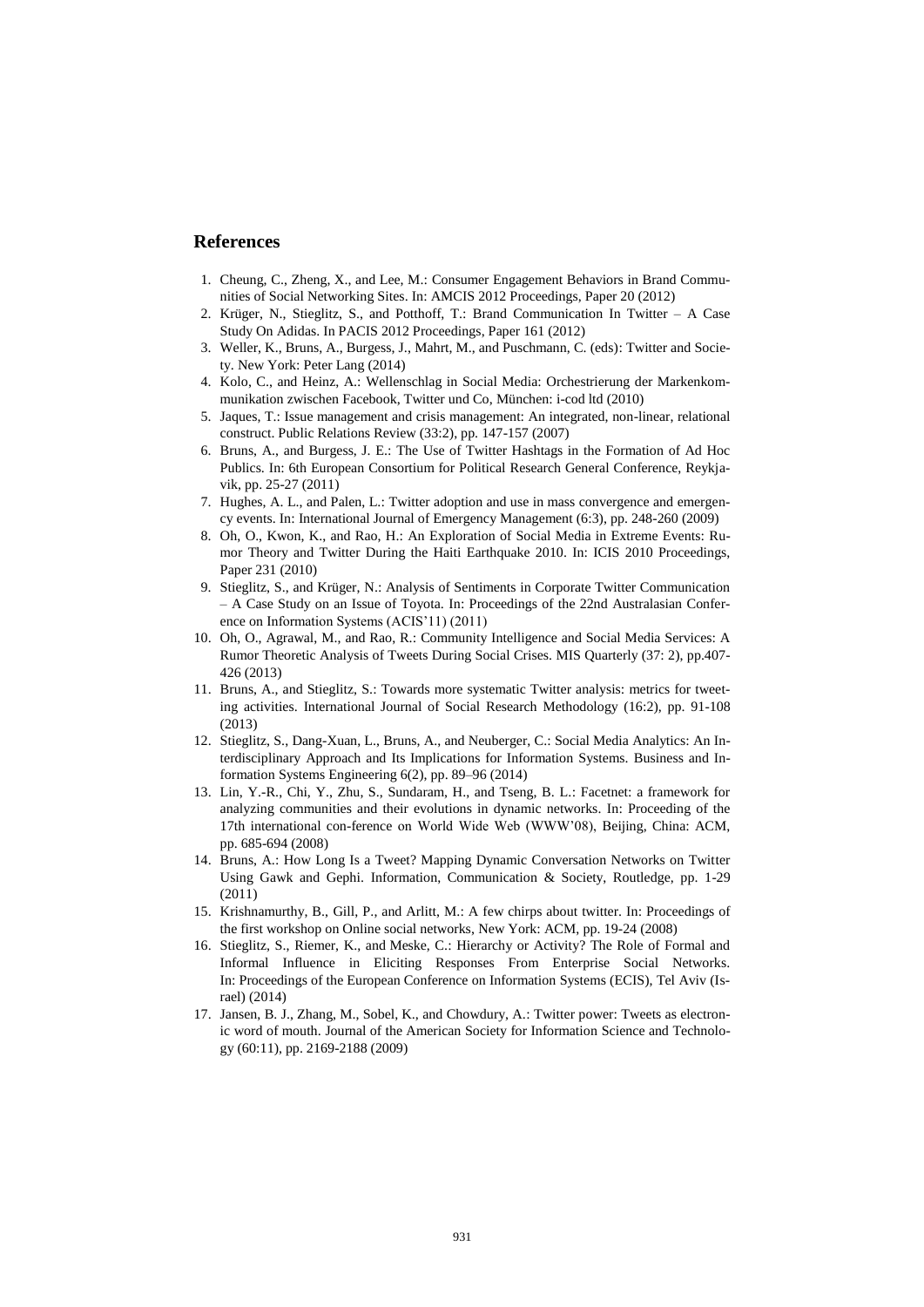## References

1. Cheung, C., Zheng, X., and Lee, M.: Consumer Engagement Behaviors in Brand Communities of Social Networking Sites. In: AMCIS 2012 Proceedings, Paper 20 (2012)
2. Krüger, N., Stieglitz, S., and Potthoff, T.: Brand Communication In Twitter – A Case Study On Adidas. In PACIS 2012 Proceedings, Paper 161 (2012)
3. Weller, K., Bruns, A., Burgess, J., Mahrt, M., and Puschmann, C. (eds): Twitter and Society. New York: Peter Lang (2014)
4. Kolo, C., and Heinz, A.: Wellenschlag in Social Media: Orchestrierung der Markenkommunikation zwischen Facebook, Twitter und Co, München: i-cod ltd (2010)
5. Jaques, T.: Issue management and crisis management: An integrated, non-linear, relational construct. Public Relations Review (33:2), pp. 147-157 (2007)
6. Bruns, A., and Burgess, J. E.: The Use of Twitter Hashtags in the Formation of Ad Hoc Publics. In: 6th European Consortium for Political Research General Conference, Reykjavik, pp. 25-27 (2011)
7. Hughes, A. L., and Palen, L.: Twitter adoption and use in mass convergence and emergency events. In: International Journal of Emergency Management (6:3), pp. 248-260 (2009)
8. Oh, O., Kwon, K., and Rao, H.: An Exploration of Social Media in Extreme Events: Rumor Theory and Twitter During the Haiti Earthquake 2010. In: ICIS 2010 Proceedings, Paper 231 (2010)
9. Stieglitz, S., and Krüger, N.: Analysis of Sentiments in Corporate Twitter Communication – A Case Study on an Issue of Toyota. In: Proceedings of the 22nd Australasian Conference on Information Systems (ACIS'11) (2011)
10. Oh, O., Agrawal, M., and Rao, R.: Community Intelligence and Social Media Services: A Rumor Theoretic Analysis of Tweets During Social Crises. MIS Quarterly (37: 2), pp.407-426 (2013)
11. Bruns, A., and Stieglitz, S.: Towards more systematic Twitter analysis: metrics for tweeting activities. International Journal of Social Research Methodology (16:2), pp. 91-108 (2013)
12. Stieglitz, S., Dang-Xuan, L., Bruns, A., and Neuberger, C.: Social Media Analytics: An Interdisciplinary Approach and Its Implications for Information Systems. Business and Information Systems Engineering 6(2), pp. 89–96 (2014)
13. Lin, Y.-R., Chi, Y., Zhu, S., Sundaram, H., and Tseng, B. L.: Facetnet: a framework for analyzing communities and their evolutions in dynamic networks. In: Proceeding of the 17th international con-ference on World Wide Web (WWW'08), Beijing, China: ACM, pp. 685-694 (2008)
14. Bruns, A.: How Long Is a Tweet? Mapping Dynamic Conversation Networks on Twitter Using Gawk and Gephi. Information, Communication & Society, Routledge, pp. 1-29 (2011)
15. Krishnamurthy, B., Gill, P., and Arlitt, M.: A few chirps about twitter. In: Proceedings of the first workshop on Online social networks, New York: ACM, pp. 19-24 (2008)
16. Stieglitz, S., Riemer, K., and Meske, C.: Hierarchy or Activity? The Role of Formal and Informal Influence in Eliciting Responses From Enterprise Social Networks. In: Proceedings of the European Conference on Information Systems (ECIS), Tel Aviv (Israel) (2014)
17. Jansen, B. J., Zhang, M., Sobel, K., and Chowdury, A.: Twitter power: Tweets as electronic word of mouth. Journal of the American Society for Information Science and Technology (60:11), pp. 2169-2188 (2009)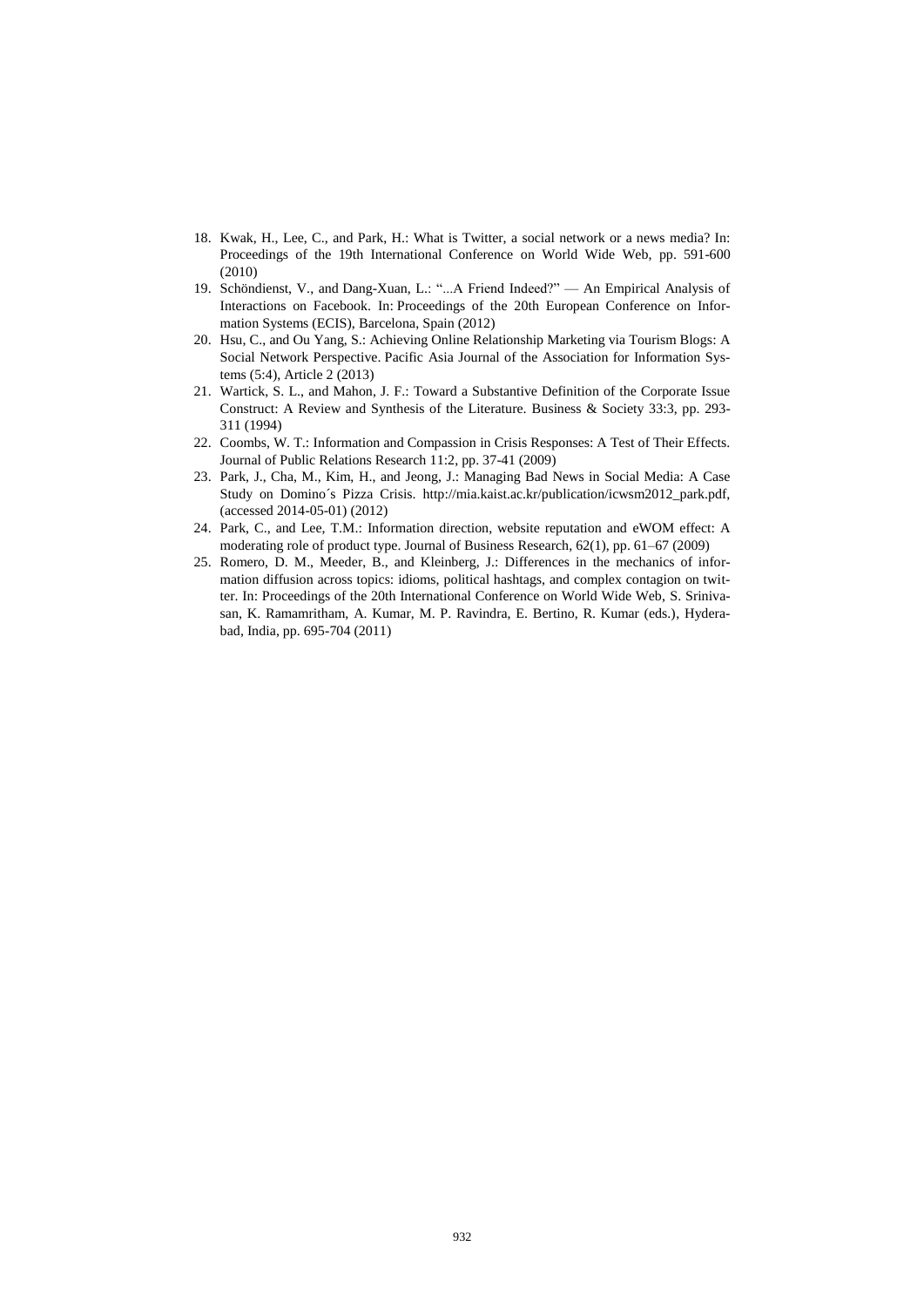18. Kwak, H., Lee, C., and Park, H.: What is Twitter, a social network or a news media? In: Proceedings of the 19th International Conference on World Wide Web, pp. 591-600 (2010)
19. Schöndienst, V., and Dang-Xuan, L.: "...A Friend Indeed?" — An Empirical Analysis of Interactions on Facebook. In: Proceedings of the 20th European Conference on Information Systems (ECIS), Barcelona, Spain (2012)
20. Hsu, C., and Ou Yang, S.: Achieving Online Relationship Marketing via Tourism Blogs: A Social Network Perspective. Pacific Asia Journal of the Association for Information Systems (5:4), Article 2 (2013)
21. Wartick, S. L., and Mahon, J. F.: Toward a Substantive Definition of the Corporate Issue Construct: A Review and Synthesis of the Literature. Business & Society 33:3, pp. 293-311 (1994)
22. Coombs, W. T.: Information and Compassion in Crisis Responses: A Test of Their Effects. Journal of Public Relations Research 11:2, pp. 37-41 (2009)
23. Park, J., Cha, M., Kim, H., and Jeong, J.: Managing Bad News in Social Media: A Case Study on Domino´s Pizza Crisis. http://mia.kaist.ac.kr/publication/icwsm2012_park.pdf, (accessed 2014-05-01) (2012)
24. Park, C., and Lee, T.M.: Information direction, website reputation and eWOM effect: A moderating role of product type. Journal of Business Research, 62(1), pp. 61–67 (2009)
25. Romero, D. M., Meeder, B., and Kleinberg, J.: Differences in the mechanics of information diffusion across topics: idioms, political hashtags, and complex contagion on twitter. In: Proceedings of the 20th International Conference on World Wide Web, S. Srinivasan, K. Ramamritham, A. Kumar, M. P. Ravindra, E. Bertino, R. Kumar (eds.), Hyderabad, India, pp. 695-704 (2011)